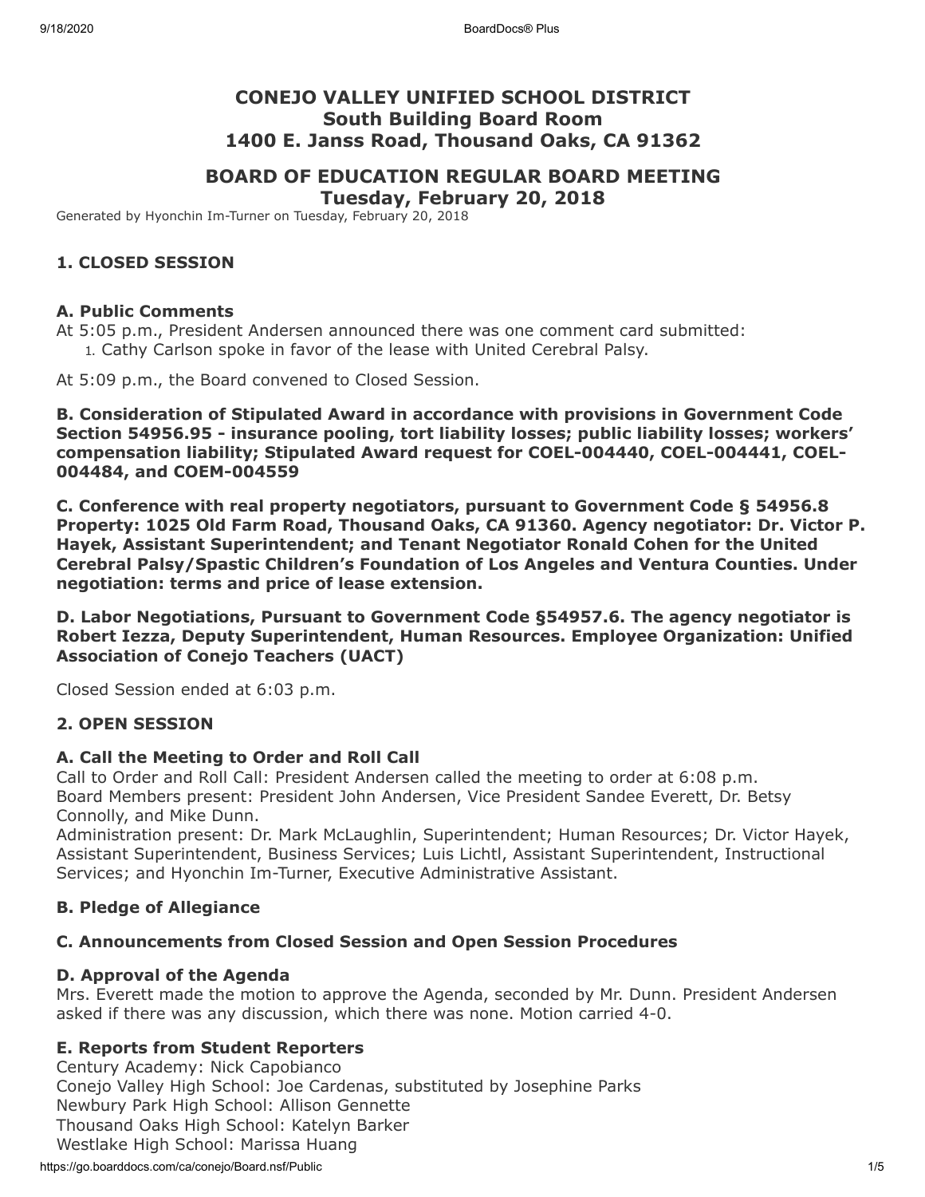# CONEJO VALLEY UNIFIED SCHOOL DISTRICT
## South Building Board Room
## 1400 E. Janss Road, Thousand Oaks, CA 91362

## BOARD OF EDUCATION REGULAR BOARD MEETING
## Tuesday, February 20, 2018

Generated by Hyonchin Im-Turner on Tuesday, February 20, 2018

### 1. CLOSED SESSION

#### A. Public Comments

At 5:05 p.m., President Andersen announced there was one comment card submitted:

1. Cathy Carlson spoke in favor of the lease with United Cerebral Palsy.

At 5:09 p.m., the Board convened to Closed Session.

**B. Consideration of Stipulated Award in accordance with provisions in Government Code Section 54956.95 - insurance pooling, tort liability losses; public liability losses; workers' compensation liability; Stipulated Award request for COEL-004440, COEL-004441, COEL-004484, and COEM-004559**

**C. Conference with real property negotiators, pursuant to Government Code § 54956.8 Property: 1025 Old Farm Road, Thousand Oaks, CA 91360. Agency negotiator: Dr. Victor P. Hayek, Assistant Superintendent; and Tenant Negotiator Ronald Cohen for the United Cerebral Palsy/Spastic Children's Foundation of Los Angeles and Ventura Counties. Under negotiation: terms and price of lease extension.**

**D. Labor Negotiations, Pursuant to Government Code §54957.6. The agency negotiator is Robert Iezza, Deputy Superintendent, Human Resources. Employee Organization: Unified Association of Conejo Teachers (UACT)**

Closed Session ended at 6:03 p.m.

### 2. OPEN SESSION

#### A. Call the Meeting to Order and Roll Call

Call to Order and Roll Call: President Andersen called the meeting to order at 6:08 p.m.
Board Members present: President John Andersen, Vice President Sandee Everett, Dr. Betsy Connolly, and Mike Dunn.
Administration present: Dr. Mark McLaughlin, Superintendent; Human Resources; Dr. Victor Hayek, Assistant Superintendent, Business Services; Luis Lichtl, Assistant Superintendent, Instructional Services; and Hyonchin Im-Turner, Executive Administrative Assistant.

#### B. Pledge of Allegiance

#### C. Announcements from Closed Session and Open Session Procedures

#### D. Approval of the Agenda

Mrs. Everett made the motion to approve the Agenda, seconded by Mr. Dunn. President Andersen asked if there was any discussion, which there was none. Motion carried 4-0.

#### E. Reports from Student Reporters

Century Academy: Nick Capobianco
Conejo Valley High School: Joe Cardenas, substituted by Josephine Parks
Newbury Park High School: Allison Gennette
Thousand Oaks High School: Katelyn Barker
Westlake High School: Marissa Huang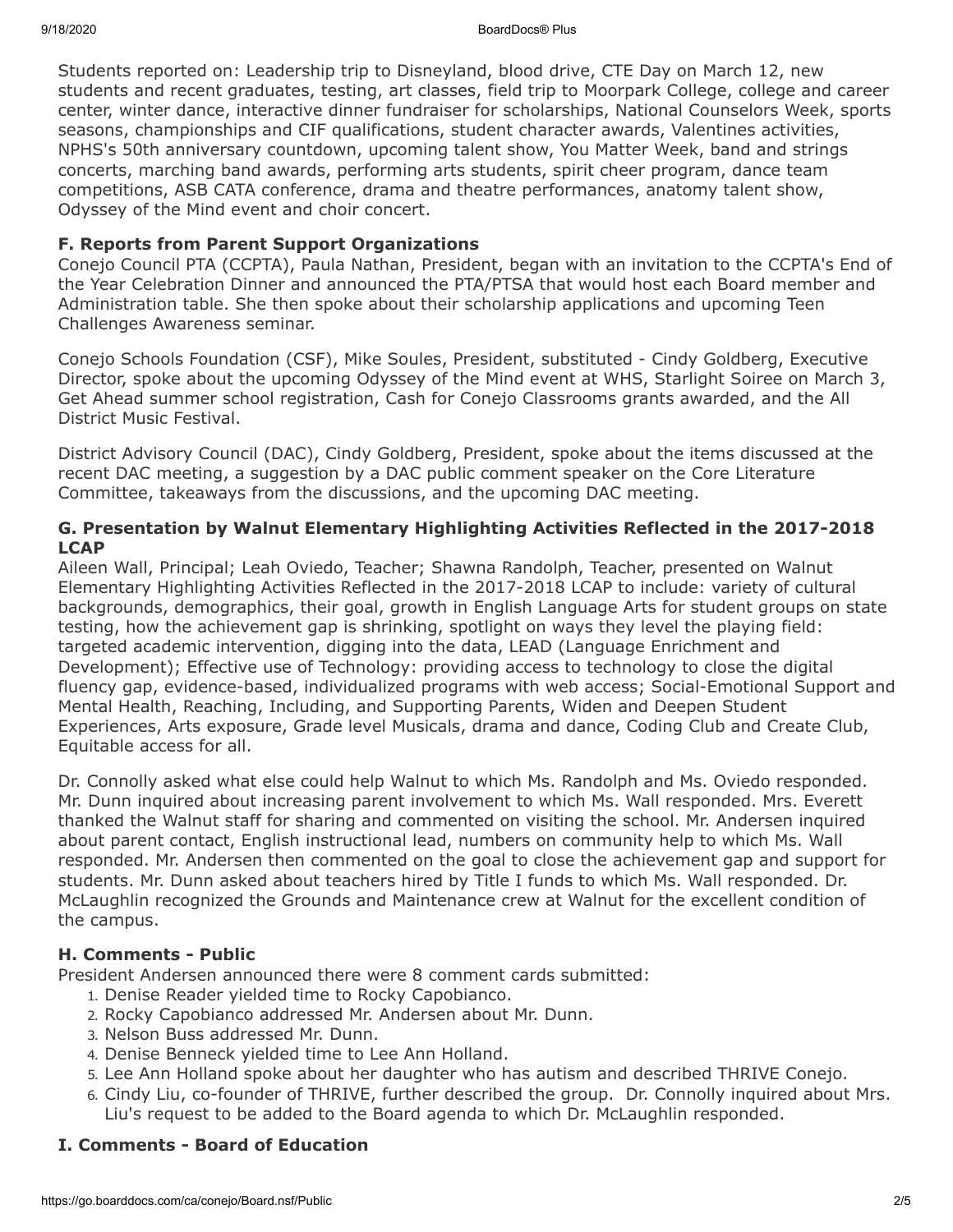Students reported on: Leadership trip to Disneyland, blood drive, CTE Day on March 12, new students and recent graduates, testing, art classes, field trip to Moorpark College, college and career center, winter dance, interactive dinner fundraiser for scholarships, National Counselors Week, sports seasons, championships and CIF qualifications, student character awards, Valentines activities, NPHS's 50th anniversary countdown, upcoming talent show, You Matter Week, band and strings concerts, marching band awards, performing arts students, spirit cheer program, dance team competitions, ASB CATA conference, drama and theatre performances, anatomy talent show, Odyssey of the Mind event and choir concert.

### F. Reports from Parent Support Organizations

Conejo Council PTA (CCPTA), Paula Nathan, President, began with an invitation to the CCPTA's End of the Year Celebration Dinner and announced the PTA/PTSA that would host each Board member and Administration table. She then spoke about their scholarship applications and upcoming Teen Challenges Awareness seminar.

Conejo Schools Foundation (CSF), Mike Soules, President, substituted - Cindy Goldberg, Executive Director, spoke about the upcoming Odyssey of the Mind event at WHS, Starlight Soiree on March 3, Get Ahead summer school registration, Cash for Conejo Classrooms grants awarded, and the All District Music Festival.

District Advisory Council (DAC), Cindy Goldberg, President, spoke about the items discussed at the recent DAC meeting, a suggestion by a DAC public comment speaker on the Core Literature Committee, takeaways from the discussions, and the upcoming DAC meeting.

### G. Presentation by Walnut Elementary Highlighting Activities Reflected in the 2017-2018 LCAP

Aileen Wall, Principal; Leah Oviedo, Teacher; Shawna Randolph, Teacher, presented on Walnut Elementary Highlighting Activities Reflected in the 2017-2018 LCAP to include: variety of cultural backgrounds, demographics, their goal, growth in English Language Arts for student groups on state testing, how the achievement gap is shrinking, spotlight on ways they level the playing field: targeted academic intervention, digging into the data, LEAD (Language Enrichment and Development); Effective use of Technology: providing access to technology to close the digital fluency gap, evidence-based, individualized programs with web access; Social-Emotional Support and Mental Health, Reaching, Including, and Supporting Parents, Widen and Deepen Student Experiences, Arts exposure, Grade level Musicals, drama and dance, Coding Club and Create Club, Equitable access for all.

Dr. Connolly asked what else could help Walnut to which Ms. Randolph and Ms. Oviedo responded. Mr. Dunn inquired about increasing parent involvement to which Ms. Wall responded. Mrs. Everett thanked the Walnut staff for sharing and commented on visiting the school. Mr. Andersen inquired about parent contact, English instructional lead, numbers on community help to which Ms. Wall responded. Mr. Andersen then commented on the goal to close the achievement gap and support for students. Mr. Dunn asked about teachers hired by Title I funds to which Ms. Wall responded. Dr. McLaughlin recognized the Grounds and Maintenance crew at Walnut for the excellent condition of the campus.

### H. Comments - Public

President Andersen announced there were 8 comment cards submitted:

1. Denise Reader yielded time to Rocky Capobianco.
2. Rocky Capobianco addressed Mr. Andersen about Mr. Dunn.
3. Nelson Buss addressed Mr. Dunn.
4. Denise Benneck yielded time to Lee Ann Holland.
5. Lee Ann Holland spoke about her daughter who has autism and described THRIVE Conejo.
6. Cindy Liu, co-founder of THRIVE, further described the group. Dr. Connolly inquired about Mrs. Liu's request to be added to the Board agenda to which Dr. McLaughlin responded.

### I. Comments - Board of Education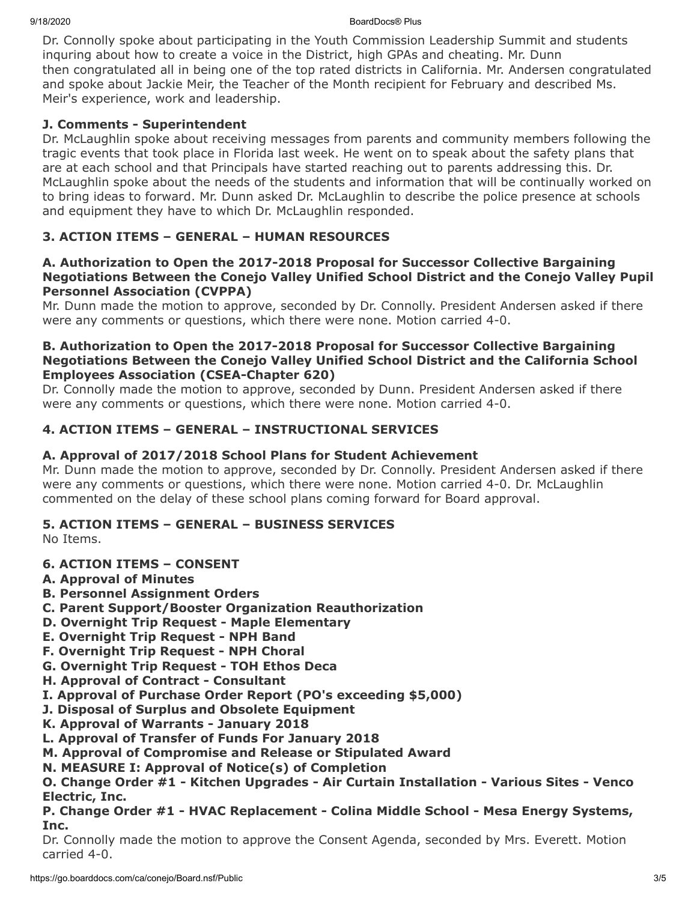Dr. Connolly spoke about participating in the Youth Commission Leadership Summit and students inquring about how to create a voice in the District, high GPAs and cheating. Mr. Dunn then congratulated all in being one of the top rated districts in California. Mr. Andersen congratulated and spoke about Jackie Meir, the Teacher of the Month recipient for February and described Ms. Meir's experience, work and leadership.

### J. Comments - Superintendent

Dr. McLaughlin spoke about receiving messages from parents and community members following the tragic events that took place in Florida last week. He went on to speak about the safety plans that are at each school and that Principals have started reaching out to parents addressing this. Dr. McLaughlin spoke about the needs of the students and information that will be continually worked on to bring ideas to forward. Mr. Dunn asked Dr. McLaughlin to describe the police presence at schools and equipment they have to which Dr. McLaughlin responded.

## 3. ACTION ITEMS – GENERAL – HUMAN RESOURCES

### A. Authorization to Open the 2017-2018 Proposal for Successor Collective Bargaining Negotiations Between the Conejo Valley Unified School District and the Conejo Valley Pupil Personnel Association (CVPPA)

Mr. Dunn made the motion to approve, seconded by Dr. Connolly. President Andersen asked if there were any comments or questions, which there were none. Motion carried 4-0.

### B. Authorization to Open the 2017-2018 Proposal for Successor Collective Bargaining Negotiations Between the Conejo Valley Unified School District and the California School Employees Association (CSEA-Chapter 620)

Dr. Connolly made the motion to approve, seconded by Dunn. President Andersen asked if there were any comments or questions, which there were none. Motion carried 4-0.

## 4. ACTION ITEMS – GENERAL – INSTRUCTIONAL SERVICES

### A. Approval of 2017/2018 School Plans for Student Achievement

Mr. Dunn made the motion to approve, seconded by Dr. Connolly. President Andersen asked if there were any comments or questions, which there were none. Motion carried 4-0. Dr. McLaughlin commented on the delay of these school plans coming forward for Board approval.

## 5. ACTION ITEMS – GENERAL – BUSINESS SERVICES

No Items.

## 6. ACTION ITEMS – CONSENT

**A. Approval of Minutes**
**B. Personnel Assignment Orders**
**C. Parent Support/Booster Organization Reauthorization**
**D. Overnight Trip Request - Maple Elementary**
**E. Overnight Trip Request - NPH Band**
**F. Overnight Trip Request - NPH Choral**
**G. Overnight Trip Request - TOH Ethos Deca**
**H. Approval of Contract - Consultant**
**I. Approval of Purchase Order Report (PO's exceeding $5,000)**
**J. Disposal of Surplus and Obsolete Equipment**
**K. Approval of Warrants - January 2018**
**L. Approval of Transfer of Funds For January 2018**
**M. Approval of Compromise and Release or Stipulated Award**
**N. MEASURE I: Approval of Notice(s) of Completion**
**O. Change Order #1 - Kitchen Upgrades - Air Curtain Installation - Various Sites - Venco Electric, Inc.**
**P. Change Order #1 - HVAC Replacement - Colina Middle School - Mesa Energy Systems, Inc.**

Dr. Connolly made the motion to approve the Consent Agenda, seconded by Mrs. Everett. Motion carried 4-0.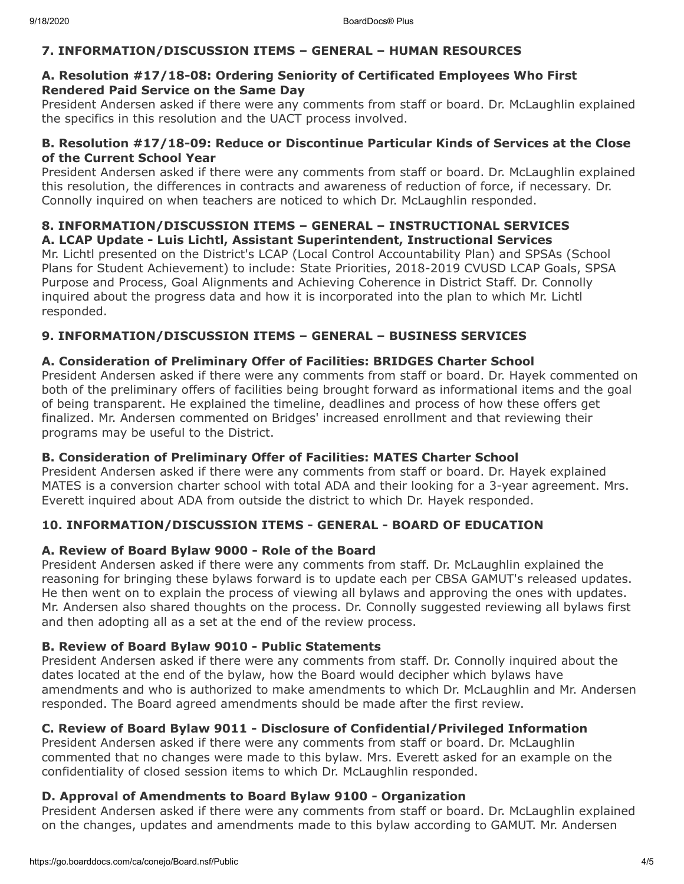### 7. INFORMATION/DISCUSSION ITEMS – GENERAL – HUMAN RESOURCES

#### A. Resolution #17/18-08: Ordering Seniority of Certificated Employees Who First Rendered Paid Service on the Same Day

President Andersen asked if there were any comments from staff or board. Dr. McLaughlin explained the specifics in this resolution and the UACT process involved.

#### B. Resolution #17/18-09: Reduce or Discontinue Particular Kinds of Services at the Close of the Current School Year

President Andersen asked if there were any comments from staff or board. Dr. McLaughlin explained this resolution, the differences in contracts and awareness of reduction of force, if necessary. Dr. Connolly inquired on when teachers are noticed to which Dr. McLaughlin responded.

### 8. INFORMATION/DISCUSSION ITEMS – GENERAL – INSTRUCTIONAL SERVICES

#### A. LCAP Update - Luis Lichtl, Assistant Superintendent, Instructional Services

Mr. Lichtl presented on the District's LCAP (Local Control Accountability Plan) and SPSAs (School Plans for Student Achievement) to include: State Priorities, 2018-2019 CVUSD LCAP Goals, SPSA Purpose and Process, Goal Alignments and Achieving Coherence in District Staff. Dr. Connolly inquired about the progress data and how it is incorporated into the plan to which Mr. Lichtl responded.

### 9. INFORMATION/DISCUSSION ITEMS – GENERAL – BUSINESS SERVICES

#### A. Consideration of Preliminary Offer of Facilities: BRIDGES Charter School

President Andersen asked if there were any comments from staff or board. Dr. Hayek commented on both of the preliminary offers of facilities being brought forward as informational items and the goal of being transparent. He explained the timeline, deadlines and process of how these offers get finalized. Mr. Andersen commented on Bridges' increased enrollment and that reviewing their programs may be useful to the District.

#### B. Consideration of Preliminary Offer of Facilities: MATES Charter School

President Andersen asked if there were any comments from staff or board. Dr. Hayek explained MATES is a conversion charter school with total ADA and their looking for a 3-year agreement. Mrs. Everett inquired about ADA from outside the district to which Dr. Hayek responded.

### 10. INFORMATION/DISCUSSION ITEMS - GENERAL - BOARD OF EDUCATION

#### A. Review of Board Bylaw 9000 - Role of the Board

President Andersen asked if there were any comments from staff. Dr. McLaughlin explained the reasoning for bringing these bylaws forward is to update each per CBSA GAMUT's released updates. He then went on to explain the process of viewing all bylaws and approving the ones with updates. Mr. Andersen also shared thoughts on the process. Dr. Connolly suggested reviewing all bylaws first and then adopting all as a set at the end of the review process.

#### B. Review of Board Bylaw 9010 - Public Statements

President Andersen asked if there were any comments from staff. Dr. Connolly inquired about the dates located at the end of the bylaw, how the Board would decipher which bylaws have amendments and who is authorized to make amendments to which Dr. McLaughlin and Mr. Andersen responded. The Board agreed amendments should be made after the first review.

#### C. Review of Board Bylaw 9011 - Disclosure of Confidential/Privileged Information

President Andersen asked if there were any comments from staff or board. Dr. McLaughlin commented that no changes were made to this bylaw. Mrs. Everett asked for an example on the confidentiality of closed session items to which Dr. McLaughlin responded.

#### D. Approval of Amendments to Board Bylaw 9100 - Organization

President Andersen asked if there were any comments from staff or board. Dr. McLaughlin explained on the changes, updates and amendments made to this bylaw according to GAMUT. Mr. Andersen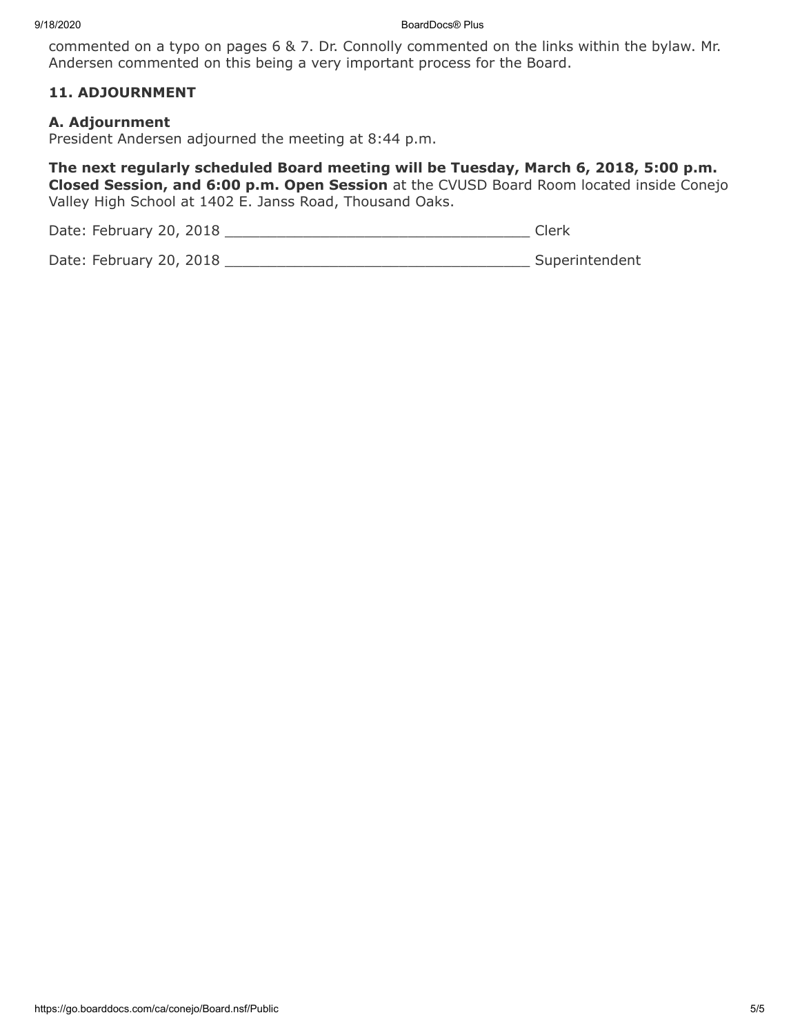commented on a typo on pages 6 & 7. Dr. Connolly commented on the links within the bylaw. Mr. Andersen commented on this being a very important process for the Board.

### 11. ADJOURNMENT

**A. Adjournment**

President Andersen adjourned the meeting at 8:44 p.m.

**The next regularly scheduled Board meeting will be Tuesday, March 6, 2018, 5:00 p.m. Closed Session, and 6:00 p.m. Open Session** at the CVUSD Board Room located inside Conejo Valley High School at 1402 E. Janss Road, Thousand Oaks.

Date: February 20, 2018 ___________________________________ Clerk

Date: February 20, 2018 ___________________________________ Superintendent